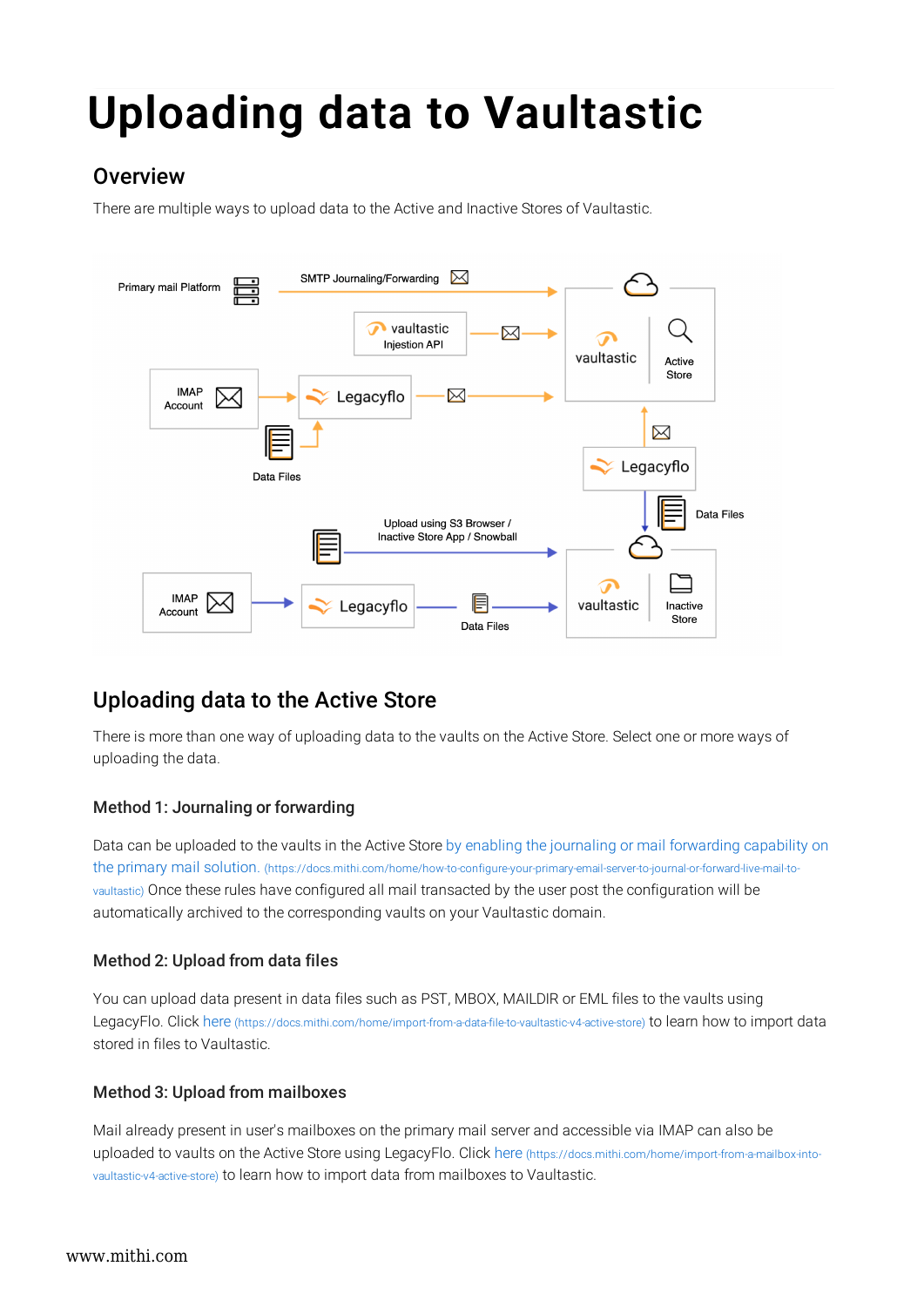# Uploading data to Vaultastic

## Overview

There are multiple ways to upload data to the Active and Inactive Stores of Vaultastic.

## Uploading data to the Active Store

There is more than one way of uploading data to the vaults on the Active Store. Select one or more ways of uploading the data.

### Method 1: Journaling or forwarding

Data can be uploaded to the vaults in the Active Store by enabling the journaling or mail forwarding capability on the primary mail solution. (https://docs.mithi.com/home/how-to-configure-your-primary-email-server-to-journal-or-forward-live-mail-to-vaultastic) Once these rules have configured all mail transacted by the user post the configuration will be automatically archived to the corresponding vaults on your Vaultastic domain.

### Method 2: Upload from data files

You can upload data present in data files such as PST, MBOX, MAILDIR or EML files to the vaults using LegacyFlo. Click here (https://docs.mithi.com/home/import-from-a-data-file-to-vaultastic-v4-active-store) to learn how to import data stored in files to Vaultastic.

### Method 3: Upload from mailboxes

Mail already present in user's mailboxes on the primary mail server and accessible via IMAP can also be uploaded to vaults on the Active Store using LegacyFlo. Click here (https://docs.mithi.com/home/import-from-a-mailbox-into-vaultastic-v4-active-store) to learn how to import data from mailboxes to Vaultastic.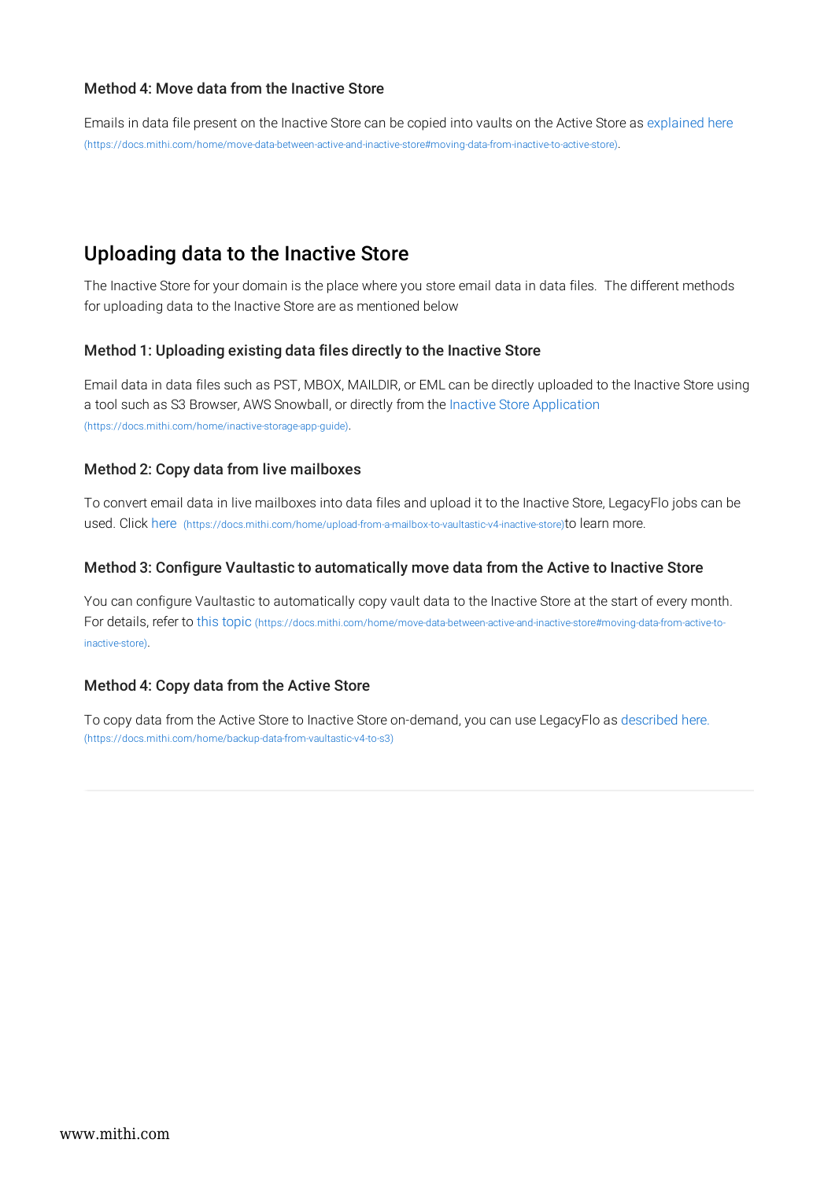#### Method 4: Move data from the Inactive Store

Emails in data file present on the Inactive Store can be copied into vaults on the Active Store as explained here (https://docs.mithi.com/home/move-data-between-active-and-inactive-store#moving-data-from-inactive-to-active-store).

## Uploading data to the Inactive Store

The Inactive Store for your domain is the place where you store email data in data files.  The different methods for uploading data to the Inactive Store are as mentioned below

#### Method 1: Uploading existing data files directly to the Inactive Store

Email data in data files such as PST, MBOX, MAILDIR, or EML can be directly uploaded to the Inactive Store using a tool such as S3 Browser, AWS Snowball, or directly from the Inactive Store Application (https://docs.mithi.com/home/inactive-storage-app-guide).

#### Method 2: Copy data from live mailboxes

To convert email data in live mailboxes into data files and upload it to the Inactive Store, LegacyFlo jobs can be used. Click here (https://docs.mithi.com/home/upload-from-a-mailbox-to-vaultastic-v4-inactive-store)to learn more.

#### Method 3: Configure Vaultastic to automatically move data from the Active to Inactive Store

You can configure Vaultastic to automatically copy vault data to the Inactive Store at the start of every month. For details, refer to this topic (https://docs.mithi.com/home/move-data-between-active-and-inactive-store#moving-data-from-active-to-inactive-store).

#### Method 4: Copy data from the Active Store

To copy data from the Active Store to Inactive Store on-demand, you can use LegacyFlo as described here. (https://docs.mithi.com/home/backup-data-from-vaultastic-v4-to-s3)